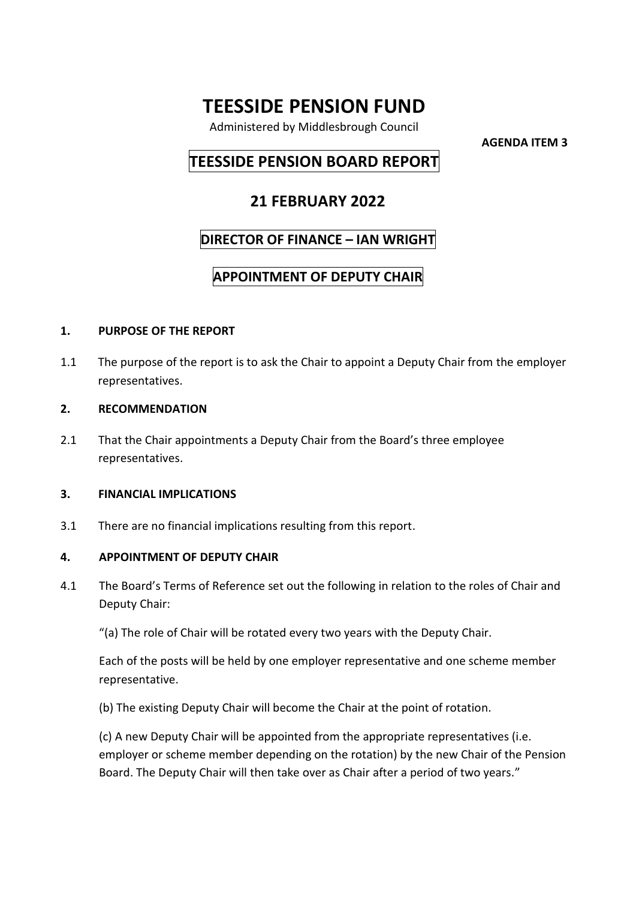# TEESSIDE PENSION FUND

Administered by Middlesbrough Council

**AGENDA ITEM 3**

## TEESSIDE PENSION BOARD REPORT

## 21 FEBRUARY 2022

## DIRECTOR OF FINANCE – IAN WRIGHT

## APPOINTMENT OF DEPUTY CHAIR

### 1. PURPOSE OF THE REPORT

1.1 The purpose of the report is to ask the Chair to appoint a Deputy Chair from the employer representatives.

### 2. RECOMMENDATION

2.1 That the Chair appointments a Deputy Chair from the Board's three employee representatives.

### 3. FINANCIAL IMPLICATIONS

3.1 There are no financial implications resulting from this report.

### 4. APPOINTMENT OF DEPUTY CHAIR

4.1 The Board's Terms of Reference set out the following in relation to the roles of Chair and Deputy Chair:

"(a) The role of Chair will be rotated every two years with the Deputy Chair.

Each of the posts will be held by one employer representative and one scheme member representative.

(b) The existing Deputy Chair will become the Chair at the point of rotation.

(c) A new Deputy Chair will be appointed from the appropriate representatives (i.e. employer or scheme member depending on the rotation) by the new Chair of the Pension Board. The Deputy Chair will then take over as Chair after a period of two years."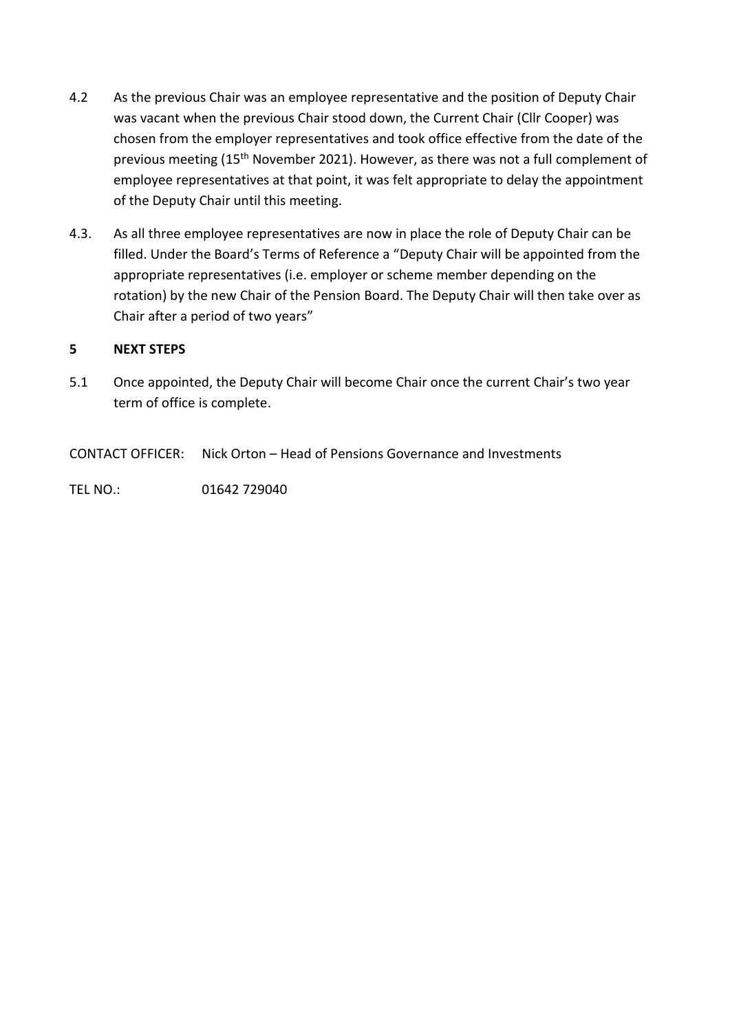4.2 As the previous Chair was an employee representative and the position of Deputy Chair was vacant when the previous Chair stood down, the Current Chair (Cllr Cooper) was chosen from the employer representatives and took office effective from the date of the previous meeting (15th November 2021). However, as there was not a full complement of employee representatives at that point, it was felt appropriate to delay the appointment of the Deputy Chair until this meeting.

4.3. As all three employee representatives are now in place the role of Deputy Chair can be filled. Under the Board's Terms of Reference a "Deputy Chair will be appointed from the appropriate representatives (i.e. employer or scheme member depending on the rotation) by the new Chair of the Pension Board. The Deputy Chair will then take over as Chair after a period of two years"

## 5 NEXT STEPS

5.1 Once appointed, the Deputy Chair will become Chair once the current Chair's two year term of office is complete.

CONTACT OFFICER: Nick Orton – Head of Pensions Governance and Investments

TEL NO.: 01642 729040